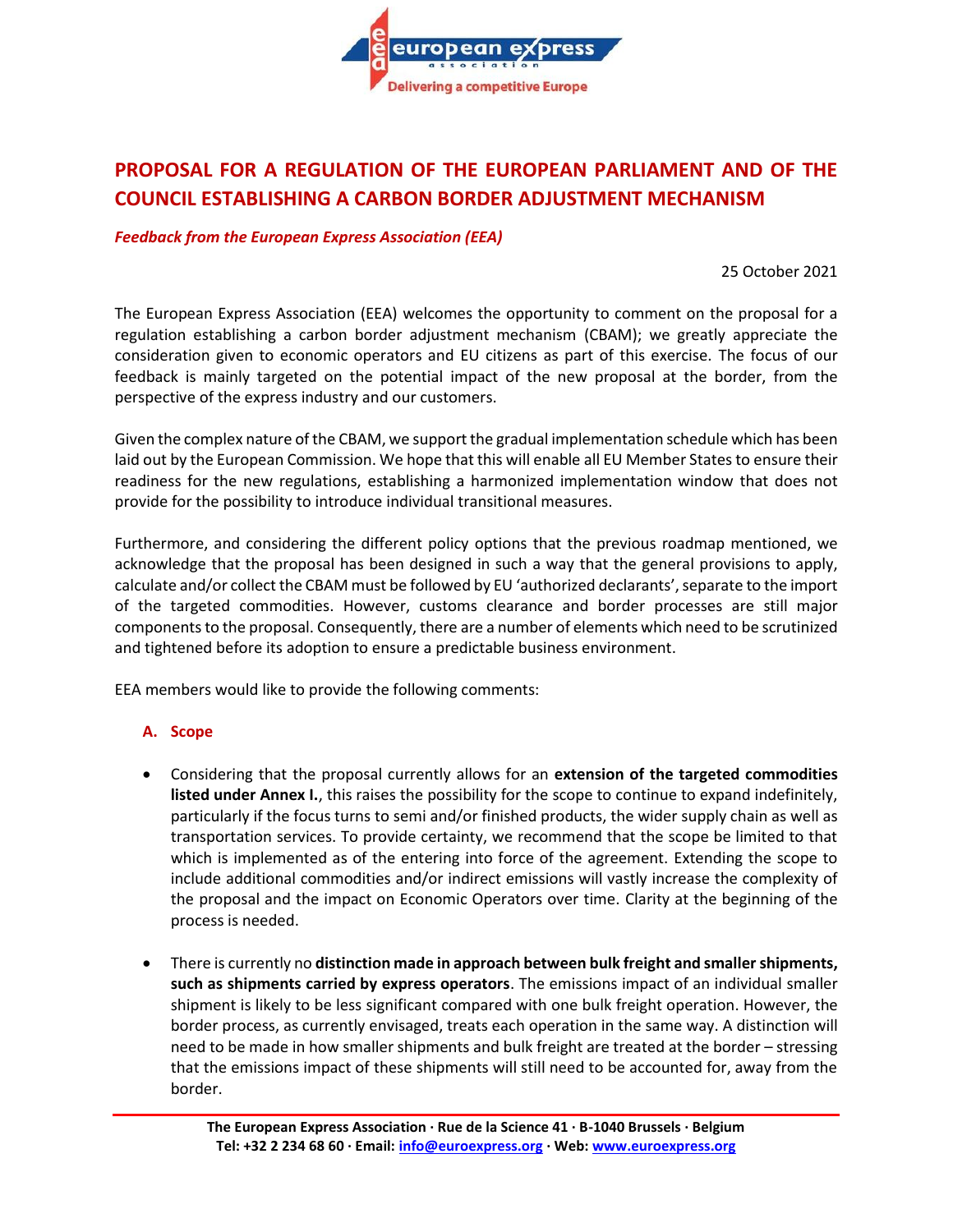# PROPOSAL FOR A REGULATION OF THE EUROPEAN PARLIAMENT AND OF THE COUNCIL ESTABLISHING A CARBON BORDER ADJUSTMENT MECHANISM

***Feedback from the European Express Association (EEA)***

25 October 2021

The European Express Association (EEA) welcomes the opportunity to comment on the proposal for a regulation establishing a carbon border adjustment mechanism (CBAM); we greatly appreciate the consideration given to economic operators and EU citizens as part of this exercise. The focus of our feedback is mainly targeted on the potential impact of the new proposal at the border, from the perspective of the express industry and our customers.

Given the complex nature of the CBAM, we support the gradual implementation schedule which has been laid out by the European Commission. We hope that this will enable all EU Member States to ensure their readiness for the new regulations, establishing a harmonized implementation window that does not provide for the possibility to introduce individual transitional measures.

Furthermore, and considering the different policy options that the previous roadmap mentioned, we acknowledge that the proposal has been designed in such a way that the general provisions to apply, calculate and/or collect the CBAM must be followed by EU 'authorized declarants', separate to the import of the targeted commodities. However, customs clearance and border processes are still major components to the proposal. Consequently, there are a number of elements which need to be scrutinized and tightened before its adoption to ensure a predictable business environment.

EEA members would like to provide the following comments:

## A. Scope

- Considering that the proposal currently allows for an **extension of the targeted commodities listed under Annex I.**, this raises the possibility for the scope to continue to expand indefinitely, particularly if the focus turns to semi and/or finished products, the wider supply chain as well as transportation services. To provide certainty, we recommend that the scope be limited to that which is implemented as of the entering into force of the agreement. Extending the scope to include additional commodities and/or indirect emissions will vastly increase the complexity of the proposal and the impact on Economic Operators over time. Clarity at the beginning of the process is needed.
- There is currently no **distinction made in approach between bulk freight and smaller shipments, such as shipments carried by express operators**. The emissions impact of an individual smaller shipment is likely to be less significant compared with one bulk freight operation. However, the border process, as currently envisaged, treats each operation in the same way. A distinction will need to be made in how smaller shipments and bulk freight are treated at the border – stressing that the emissions impact of these shipments will still need to be accounted for, away from the border.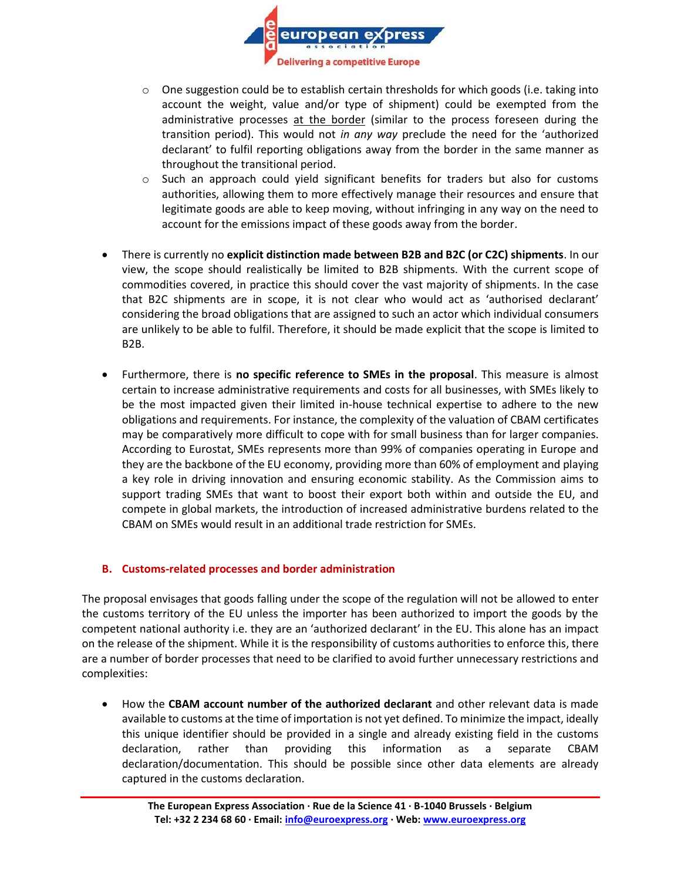- One suggestion could be to establish certain thresholds for which goods (i.e. taking into account the weight, value and/or type of shipment) could be exempted from the administrative processes <u>at the border</u> (similar to the process foreseen during the transition period). This would not *in any way* preclude the need for the 'authorized declarant' to fulfil reporting obligations away from the border in the same manner as throughout the transitional period.
  - Such an approach could yield significant benefits for traders but also for customs authorities, allowing them to more effectively manage their resources and ensure that legitimate goods are able to keep moving, without infringing in any way on the need to account for the emissions impact of these goods away from the border.

- There is currently no **explicit distinction made between B2B and B2C (or C2C) shipments**. In our view, the scope should realistically be limited to B2B shipments. With the current scope of commodities covered, in practice this should cover the vast majority of shipments. In the case that B2C shipments are in scope, it is not clear who would act as 'authorised declarant' considering the broad obligations that are assigned to such an actor which individual consumers are unlikely to be able to fulfil. Therefore, it should be made explicit that the scope is limited to B2B.

- Furthermore, there is **no specific reference to SMEs in the proposal**. This measure is almost certain to increase administrative requirements and costs for all businesses, with SMEs likely to be the most impacted given their limited in-house technical expertise to adhere to the new obligations and requirements. For instance, the complexity of the valuation of CBAM certificates may be comparatively more difficult to cope with for small business than for larger companies. According to Eurostat, SMEs represents more than 99% of companies operating in Europe and they are the backbone of the EU economy, providing more than 60% of employment and playing a key role in driving innovation and ensuring economic stability. As the Commission aims to support trading SMEs that want to boost their export both within and outside the EU, and compete in global markets, the introduction of increased administrative burdens related to the CBAM on SMEs would result in an additional trade restriction for SMEs.

### B. Customs-related processes and border administration

The proposal envisages that goods falling under the scope of the regulation will not be allowed to enter the customs territory of the EU unless the importer has been authorized to import the goods by the competent national authority i.e. they are an 'authorized declarant' in the EU. This alone has an impact on the release of the shipment. While it is the responsibility of customs authorities to enforce this, there are a number of border processes that need to be clarified to avoid further unnecessary restrictions and complexities:

- How the **CBAM account number of the authorized declarant** and other relevant data is made available to customs at the time of importation is not yet defined. To minimize the impact, ideally this unique identifier should be provided in a single and already existing field in the customs declaration, rather than providing this information as a separate CBAM declaration/documentation. This should be possible since other data elements are already captured in the customs declaration.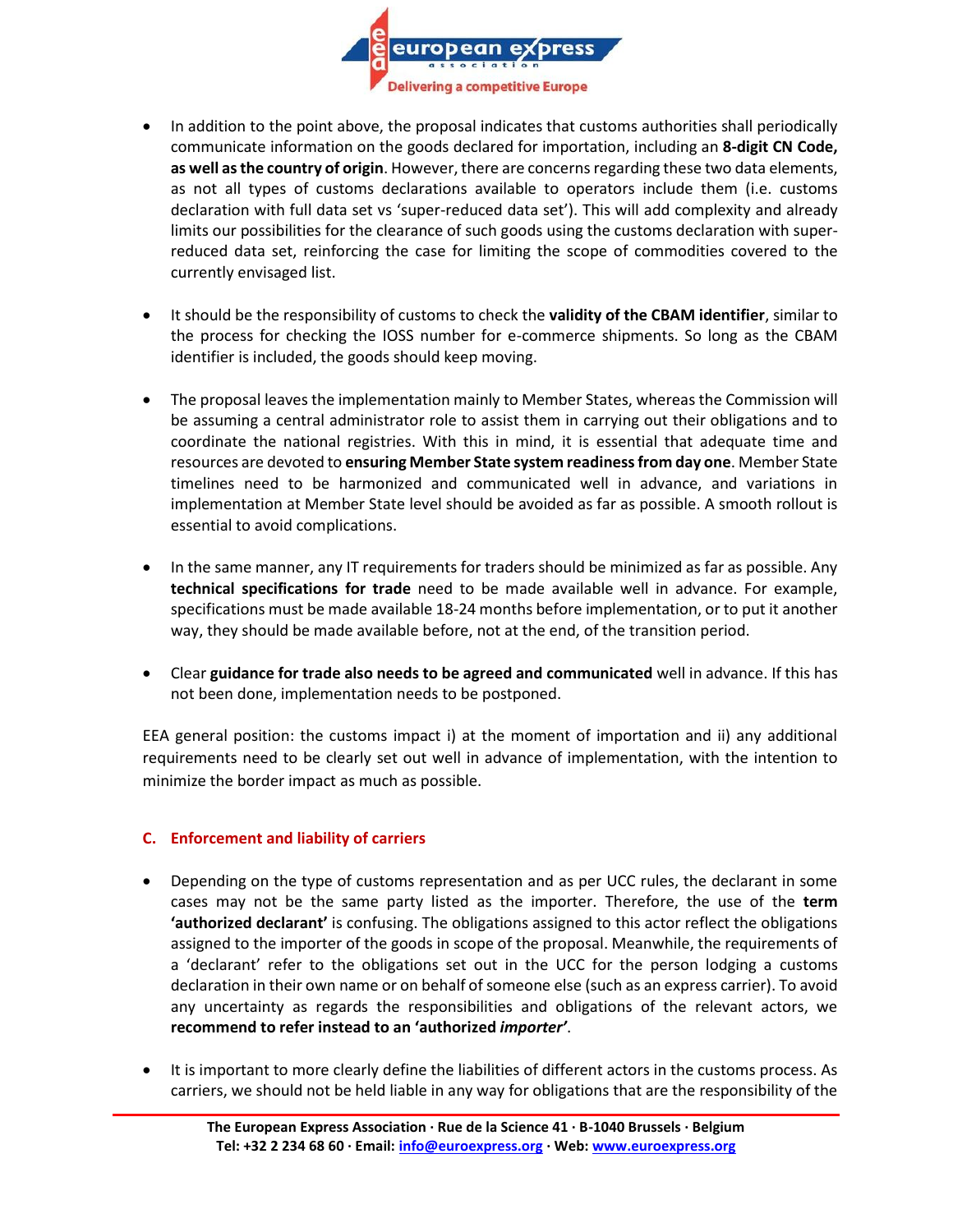- In addition to the point above, the proposal indicates that customs authorities shall periodically communicate information on the goods declared for importation, including an **8-digit CN Code, as well as the country of origin**. However, there are concerns regarding these two data elements, as not all types of customs declarations available to operators include them (i.e. customs declaration with full data set vs 'super-reduced data set'). This will add complexity and already limits our possibilities for the clearance of such goods using the customs declaration with super-reduced data set, reinforcing the case for limiting the scope of commodities covered to the currently envisaged list.

- It should be the responsibility of customs to check the **validity of the CBAM identifier**, similar to the process for checking the IOSS number for e-commerce shipments. So long as the CBAM identifier is included, the goods should keep moving.

- The proposal leaves the implementation mainly to Member States, whereas the Commission will be assuming a central administrator role to assist them in carrying out their obligations and to coordinate the national registries. With this in mind, it is essential that adequate time and resources are devoted to **ensuring Member State system readiness from day one**. Member State timelines need to be harmonized and communicated well in advance, and variations in implementation at Member State level should be avoided as far as possible. A smooth rollout is essential to avoid complications.

- In the same manner, any IT requirements for traders should be minimized as far as possible. Any **technical specifications for trade** need to be made available well in advance. For example, specifications must be made available 18-24 months before implementation, or to put it another way, they should be made available before, not at the end, of the transition period.

- Clear **guidance for trade also needs to be agreed and communicated** well in advance. If this has not been done, implementation needs to be postponed.

EEA general position: the customs impact i) at the moment of importation and ii) any additional requirements need to be clearly set out well in advance of implementation, with the intention to minimize the border impact as much as possible.

## C. Enforcement and liability of carriers

- Depending on the type of customs representation and as per UCC rules, the declarant in some cases may not be the same party listed as the importer. Therefore, the use of the **term 'authorized declarant'** is confusing. The obligations assigned to this actor reflect the obligations assigned to the importer of the goods in scope of the proposal. Meanwhile, the requirements of a 'declarant' refer to the obligations set out in the UCC for the person lodging a customs declaration in their own name or on behalf of someone else (such as an express carrier). To avoid any uncertainty as regards the responsibilities and obligations of the relevant actors, we **recommend to refer instead to an 'authorized *importer*'**.

- It is important to more clearly define the liabilities of different actors in the customs process. As carriers, we should not be held liable in any way for obligations that are the responsibility of the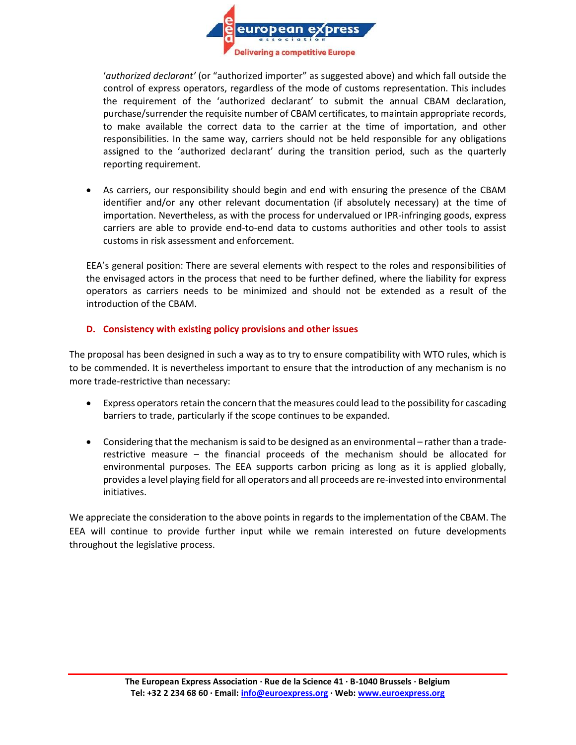'*authorized declarant'* (or "authorized importer" as suggested above) and which fall outside the control of express operators, regardless of the mode of customs representation. This includes the requirement of the 'authorized declarant' to submit the annual CBAM declaration, purchase/surrender the requisite number of CBAM certificates, to maintain appropriate records, to make available the correct data to the carrier at the time of importation, and other responsibilities. In the same way, carriers should not be held responsible for any obligations assigned to the 'authorized declarant' during the transition period, such as the quarterly reporting requirement.

- As carriers, our responsibility should begin and end with ensuring the presence of the CBAM identifier and/or any other relevant documentation (if absolutely necessary) at the time of importation. Nevertheless, as with the process for undervalued or IPR-infringing goods, express carriers are able to provide end-to-end data to customs authorities and other tools to assist customs in risk assessment and enforcement.

EEA's general position: There are several elements with respect to the roles and responsibilities of the envisaged actors in the process that need to be further defined, where the liability for express operators as carriers needs to be minimized and should not be extended as a result of the introduction of the CBAM.

### D. Consistency with existing policy provisions and other issues

The proposal has been designed in such a way as to try to ensure compatibility with WTO rules, which is to be commended. It is nevertheless important to ensure that the introduction of any mechanism is no more trade-restrictive than necessary:

- Express operators retain the concern that the measures could lead to the possibility for cascading barriers to trade, particularly if the scope continues to be expanded.

- Considering that the mechanism is said to be designed as an environmental – rather than a trade-restrictive measure – the financial proceeds of the mechanism should be allocated for environmental purposes. The EEA supports carbon pricing as long as it is applied globally, provides a level playing field for all operators and all proceeds are re-invested into environmental initiatives.

We appreciate the consideration to the above points in regards to the implementation of the CBAM. The EEA will continue to provide further input while we remain interested on future developments throughout the legislative process.